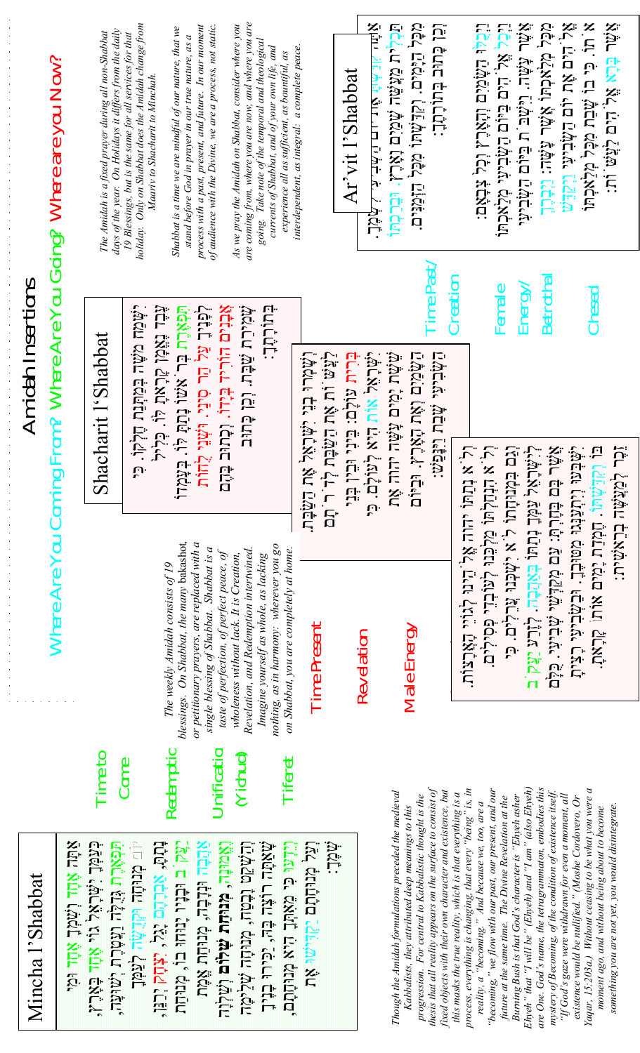# Amidah Insertions

## Where Are You Coming From? Where Are You Going? Where are you Now?

## Ar'vit l'Shabbat

*Time Past/Creation*

*Female Energy/Betrothal*

*Chesed*

אַתָּה קִדַּשְׁתָּ אֶת יוֹם הַשְּׁבִיעִי לִשְׁמֶךָ. תַּכְלִית מַעֲשֵׂה שָׁמַיִם וָאָרֶץ. וּבֵרַכְתּוֹ מִכָּל הַיָּמִים. וְקִדַּשְׁתּוֹ מִכָּל הַזְּמַנִּים. וְכֵן כָּתוּב בְּתוֹרָתֶךָ:

וַיְכֻלּוּ הַשָּׁמַיִם וְהָאָרֶץ וְכָל צְבָאָם: וַיְכַל אֱלֹהִים בַּיּוֹם הַשְּׁבִיעִי מְלַאכְתּוֹ אֲשֶׁר עָשָׂה. וַיִּשְׁבֹּת בַּיּוֹם הַשְּׁבִיעִי מִכָּל מְלַאכְתּוֹ אֲשֶׁר עָשָׂה: וַיְבָרֶךְ אֱלֹהִים אֶת יוֹם הַשְּׁבִיעִי וַיְקַדֵּשׁ אֹתוֹ. כִּי בוֹ שָׁבַת מִכָּל מְלַאכְתּוֹ אֲשֶׁר בָּרָא אֱלֹהִים לַעֲשׂוֹת:

*The Amidah is a fixed prayer during all non-Shabbat days of the year. On Holidays it differs from the daily 19 Blessings, but is the same for all services for that holiday. Only on Shabbat does the Amidah change from Maariv to Shacharit to Minchah.*

*Shabbat is a time we are mindful of our nature, that we stand before God in prayer in our true nature, as a process with a past, present, and future. In our moment of audience with the Divine, we are a process, not static.*

*As we pray the Amidah on Shabbat, consider where you are coming from, where you are now, and where you are going. Take note of the temporal and theological currents of Shabbat, and of your own life, and experience all as sufficient, as bountiful, as interdependent, as integral: a complete peace.*

## Shacharit l'Shabbat

*Time Present*

*Revelation*

*Male Energy*

יִשְׂמַח מֹשֶׁה בְּמַתְּנַת חֶלְקוֹ. כִּי עֶבֶד נֶאֱמָן קָרָאתָ לּוֹ. כְּלִיל תִּפְאֶרֶת בְּרֹאשׁוֹ נָתַתָּ לּוֹ. בְּעָמְדוֹ לְפָנֶיךָ עַל הַר סִינַי. וּשְׁנֵי לֻחוֹת אֲבָנִים הוֹרִיד בְּיָדוֹ. וְכָתוּב בָּהֶם שְׁמִירַת שַׁבָּת. וְכֵן כָּתוּב בְּתוֹרָתֶךָ:

וְשָׁמְרוּ בְנֵי יִשְׂרָאֵל אֶת הַשַּׁבָּת. לַעֲשׂוֹת אֶת הַשַּׁבָּת לְדֹרֹתָם בְּרִית עוֹלָם: בֵּינִי וּבֵין בְּנֵי יִשְׂרָאֵל אוֹת הִיא לְעוֹלָם. כִּי שֵׁשֶׁת יָמִים עָשָׂה יהוה אֶת הַשָּׁמַיִם וְאֶת הָאָרֶץ. וּבַיּוֹם הַשְּׁבִיעִי שָׁבַת וַיִּנָּפַשׁ:

וְלֹא נְתַתּוֹ יהוה אֱלֹהֵינוּ לְגוֹיֵי הָאֲרָצוֹת. וְלֹא הִנְחַלְתּוֹ מַלְכֵּנוּ לְעוֹבְדֵי פְסִילִים. וְגַם בִּמְנוּחָתוֹ לֹא יִשְׁכְּנוּ עֲרֵלִים. כִּי לְיִשְׂרָאֵל עַמְּךָ נְתַתּוֹ בְּאַהֲבָה. לְזֶרַע יַעֲקֹב אֲשֶׁר בָּם בָּחָרְתָּ: עַם מְקַדְּשֵׁי שְׁבִיעִי. כֻּלָּם יִשְׂבְּעוּ וְיִתְעַנְּגוּ מִטּוּבֶךָ. וּבַשְּׁבִיעִי רָצִיתָ בּוֹ וְקִדַּשְׁתּוֹ. חֶמְדַּת יָמִים אוֹתוֹ קָרָאתָ. זֵכֶר לְמַעֲשֵׂה בְרֵאשִׁית:

*The weekly Amidah consists of 19 blessings. On Shabbat, the many* bakashot, *or petitionary prayers, are replaced with a single blessing of Shabbat. Shabbat is a taste of perfection, of perfect peace, of wholeness without lack. It is Creation, Revelation, and Redemption intertwined. Imagine yourself as whole, as lacking nothing, as in harmony: wherever you go on Shabbat, you are completely at home.*

## Mincha l'Shabbat

*Time to Come*

*Redemptive*

*Unification (Yichud)*

*Tiferet*

אַתָּה אֶחָד וְשִׁמְךָ אֶחָד וּמִי כְּעַמְּךָ יִשְׂרָאֵל גּוֹי אֶחָד בָּאָרֶץ. תִּפְאֶרֶת גְּדֻלָּה וַעֲטֶרֶת יְשׁוּעָה, יוֹם מְנוּחָה וּקְדֻשָּׁה לְעַמְּךָ נָתָתָּ. אַבְרָהָם יָגֵל, יִצְחָק יְרַנֵּן, יַעֲקֹב וּבָנָיו יָנוּחוּ בוֹ, מְנוּחַת אַהֲבָה וּנְדָבָה, מְנוּחַת אֱמֶת וֶאֱמוּנָה, מְנוּחַת שָׁלוֹם וְשַׁלְוָה וְהַשְׁקֵט וָבֶטַח, מְנוּחָה שְׁלֵמָה שֶׁאַתָּה רוֹצֶה בָּהּ, יַכִּירוּ בָנֶיךָ וְיֵדְעוּ כִּי מֵאִתְּךָ הִיא מְנוּחָתָם, וְעַל מְנוּחָתָם יַקְדִּישׁוּ אֶת שְׁמֶךָ:

*Though the Amidah formulations preceded the medieval Kabbalists, they attributed deep meanings to this progression. For central to Kabbalistic thought is the thesis that all reality appears on the surface to consist of fixed objects with their own character and existence, but this masks the true reality, which is that everything is a process, everything is changing, that every "being" is, in reality, a "becoming." And because we, too, are a "becoming," we flow with our past, our present, and our future at the same time. The Divine Revelation at the Burning Bush is that God's character is "Ehyeh asher Ehyeh" that "I will be" (Ehyeh) and "I am" (also Ehyeh) are One. God's name, the tetragrammaton, embodies this mystery of Becoming, of the condition of existence itself. "If God's gaze were withdrawn for even a moment, all existence would be nullified." (Moshe Cordovero, Or Yaqar, 15:203a.) Without ceasing to be what you were a moment ago, and without being about to become something you are not yet, you would disintegrate.*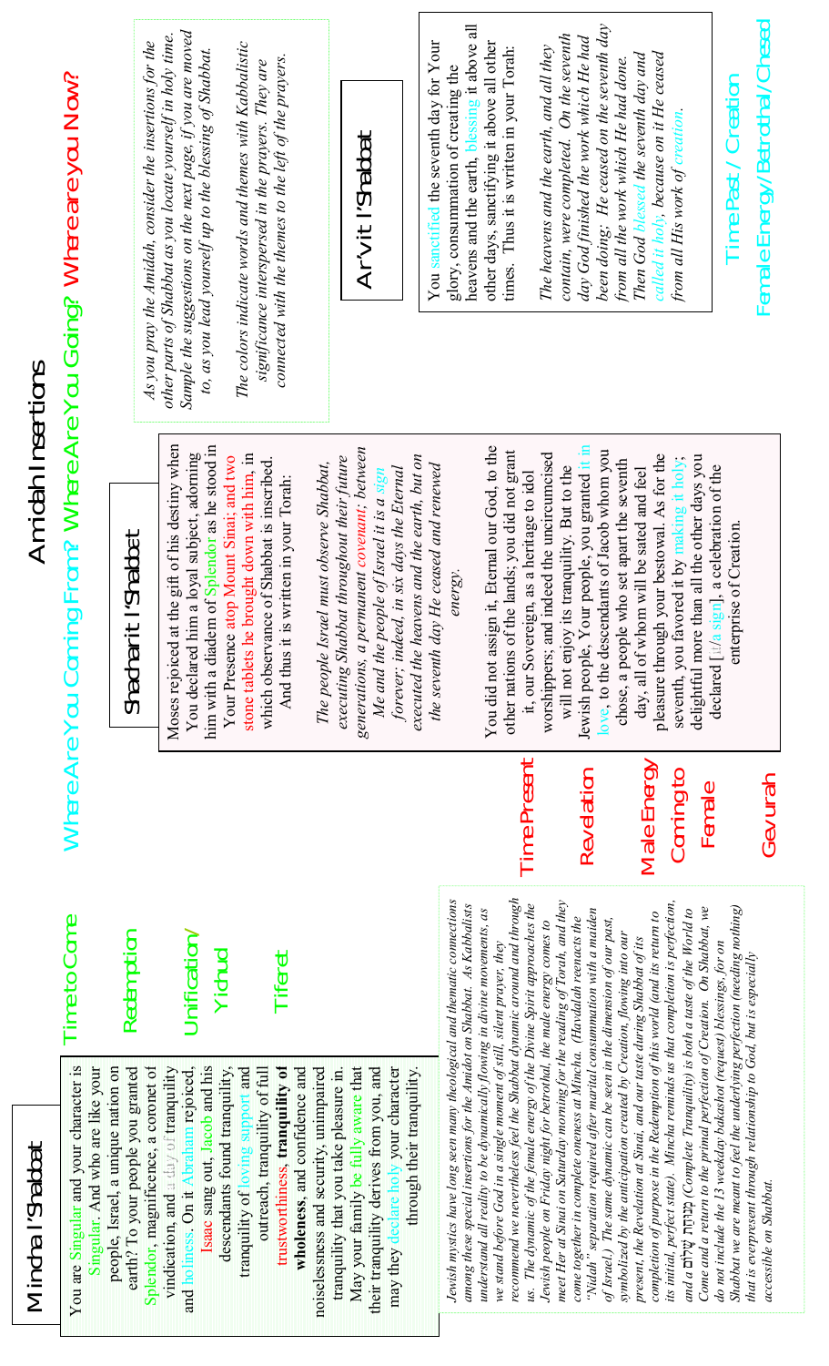# Amidah Insertions

**Where Are You Coming From? Where Are You Going? Where are you Now?**

*As you pray the Amidah, consider the insertions for the other parts of Shabbat as you locate yourself in holy time. Sample the suggestions on the next page, if you are moved to, as you lead yourself up to the blessing of Shabbat.*

*The colors indicate words and themes with Kabbalistic significance interspersed in the prayers. They are connected with the themes to the left of the prayers.*

## Ar'vit l'Shabbat

You sanctified the seventh day for Your glory, consummation of creating the heavens and the earth, blessing it above all other days, sanctifying it above all other times. Thus it is written in your Torah:

*The heavens and the earth, and all they contain, were completed. On the seventh day God finished the work which He had been doing; He ceased on the seventh day from all the work which He had done. Then God blessed the seventh day and called it holy, because on it He ceased from all His work of creation.*

Time Past / Creation

Female Energy/Betrothal/Chesed

## Shacharit l'Shabbat

Moses rejoiced at the gift of his destiny when You declared him a loyal subject, adorning him with a diadem of Splendor as he stood in Your Presence atop Mount Sinai; and two stone tablets he brought down with him, in which observance of Shabbat is inscribed. And thus it is written in your Torah:

*The people Israel must observe Shabbat, executing Shabbat throughout their future generations, a permanent covenant; between Me and the people of Israel it is a sign forever; indeed, in six days the Eternal executed the heavens and the earth, but on the seventh day He ceased and renewed energy.*

You did not assign it, Eternal our God, to the other nations of the lands; you did not grant it, our Sovereign, as a heritage to idol worshippers; and indeed the uncircumcised will not enjoy its tranquility. But to the Jewish people, Your people, you granted it in love, to the descendants of Jacob whom you chose, a people who set apart the seventh day, all of whom will be sated and feel pleasure through your bestowal. As for the seventh, you favored it by making it holy; delightful more than all the other days you declared [it/a sign], a celebration of the enterprise of Creation.

Time Present

Revelation

Male Energy Coming to Female

Gevurah

## Mincha l'Shabbat

You are Singular and your character is Singular. And who are like your people, Israel, a unique nation on earth? To your people you granted Splendor, magnificence, a coronet of vindication, and a day of tranquility and holiness. On it Abraham rejoiced, Isaac sang out, Jacob and his descendants found tranquility, tranquility of loving support and outreach, tranquility of full trustworthiness, **tranquility of wholeness**, and confidence and noiselessness and security, unimpaired tranquility that you take pleasure in. May your family be fully aware that their tranquility derives from you, and may they declare holy your character through their tranquility.

Time to Come

Redemption

Unification/ Yichud

Tiferet

*Jewish mystics have long seen many theological and thematic connections among these special insertions for the Amidot on Shabbat. As Kabbalists understand all reality to be dynamically flowing in divine movements, as we stand before God in a single moment of still, silent prayer, they recommend we nevertheless feel the Shabbat dynamic around and through us. The dynamic of the female energy of the Divine Spirit approaches the Jewish people on Friday night for betrothal, the male energy comes to meet Her at Sinai on Saturday morning for the reading of Torah, and they come together in complete oneness at Mincha. (Havdalah reenacts the "Nidah" separation required after marital consummation with a maiden of Israel.) The same dynamic can be seen in the dimension of our past, symbolized by the anticipation created by Creation, flowing into our present, the Revelation at Sinai, and our taste during Shabbat of its completion of purpose in the Redemption of this world (and its return to its initial, perfect state). Mincha reminds us that completion is perfection, and a מְנוּחָה שְׁלֵמָה (Complete Tranquility) is both a taste of the World to Come and a return to the primal perfection of Creation. On Shabbat, we do not include the 13 weekday bakashot (request) blessings, for on Shabbat we are meant to feel the underlying perfection (needing nothing) that is everpresent through relationship to God, but is especially accessible on Shabbat.*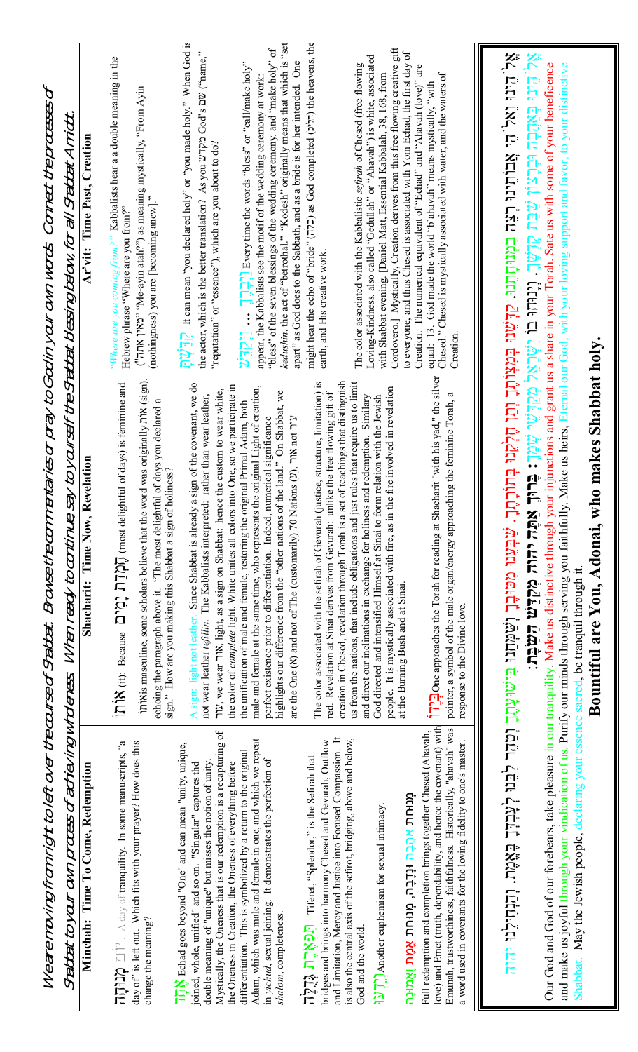*We are moving from right to left over the course of Shabbat. Browse the commentaries or pray to God in your own words. Connect the process of Shabbat to your own process of achieving wholeness. When ready to continue, say to yourself the Shabbat blessing below, for all Shabbat Amidot.*

## Ar'vit: Time Past, Creation

*"Where are you coming from?"* Kabbalists hear a double meaning in the Hebrew phrase "Where are you from?" ("מֵאַיִן אַתָּה?" "Me-ayin atah?") as meaning mystically, "From Ayin (nothingness) you are [becoming anew]."

**קִדַּשְׁתָּ** It can mean "you declared holy" or "you made holy." When God is the actor, which is the better translation? As you קִדֵּשׁ God's שֵׁם ("name," "reputation" or "essence"), which are you about to do?

**וַיְבָרֶךְ ... וַיְקַדֵּשׁ** Every time the words "bless" or "call/make holy" appear, the Kabbalists see the motif of the wedding ceremony at work: "bless" of the seven blessings of the wedding ceremony, and "make holy" of *kedushin*, the act of "betrothal." "Kodesh" originally means that which is "set apart" as God does to the Sabbath, and as a bride is for her intended. One might hear the echo of "bride" (כַּלָּה) as God completed (וַיְכַל) the heavens, the earth, and His creative work.

The color associated with the Kabbalistic *sefirah* of Chesed (free flowing Loving-Kindness, also called "Gedullah" or "Ahavah") is white, associated with Shabbat evening. [Daniel Matt, Essential Kabbalah, 38, 168, from Cordovero.] Mystically, Creation derives from this free flowing creative gift to everyone, and thus Chesed is associated with Yom Echad, the first day of Creation. The numerical equivalent of "Echad" and "Ahavah (love)" are equal: 13. God made the world "b'ahavah" means mystically, "with Chesed." Chesed is mystically associated with water, and the waters of Creation.

## Shacharit: Time Now, Revelation

**אוֹת** (it): Because חֶמְדַּת יָמִים (most delightful of days) is feminine and אוֹתוֹ is masculine, some scholars believe that the word was originally אוֹת (sign), echoing the paragraph above it. "The most delightful of days you declared a sign." How are you making this Shabbat a sign of holiness?

A sign: light not leather. Since Shabbat is already a sign of the covenant, we do not wear leather *tefillin*. The Kabbalists interpreted: rather than wear leather, עוֹר, we wear אוֹר, light, as a sign on Shabbat: hence the custom to wear white, the color of *complete* light. White unites all colors into One, so we participate in the unification of male and female, restoring the original Primal Adam, both male and female at the same time, who represents the original Light of creation, perfect existence prior to differentiation. Indeed, numerical significance highlights our difference from the "other nations of the land." On Shabbat, we are the One (א) and not of The (customarily) 70 Nations (ע), אוֹר not עוֹר

The color associated with the sefirah of Gevurah (justice, structure, limitation) is red. Revelation at Sinai derives from Gevurah: unlike the free flowing gift of creation in Chesed, revelation through Torah is a set of teachings that distinguish us from the nations, that include obligations and just rules that require us to limit and direct our inclinations in exchange for holiness and redemption. Similarly God directed and intensified Himself at Sinai to form relation with the Jewish people. It is mystically associated with fire, as in the fire involved in revelation at the Burning Bush and at Sinai.

**בְּיָדוֹ** One approaches the Torah for reading at Shacharit "with his yad," the silver pointer, a symbol of the male organ/energy approaching the feminine Torah, a response to the Divine love.

## Minchah: Time To Come, Redemption

**מְנוּחָה** יוֹם. A day of tranquility. In some manuscripts, "a day of" is left out. Which fits with your prayer? How does this change the meaning?

**אֶחָד** Echad goes beyond "One" and can mean "unity, unique, joined, whole, unified" and so on. "Singular" captures the double meaning of "unique" but misses the notion of unity. Mystically, the Oneness that is our redemption is a reacquiring of the Oneness in Creation, the Oneness of everything before differentiation. This is symbolized by a return to the original Adam, which was male and female in one, and which we repeat in *yichud*, sexual joining. It demonstrates the perfection of *shalom*, completeness.

**תִּפְאֶרֶת גְּדֻלָּה** Tiferet, "Splendor," is the Sefirah that bridges and brings into harmony Chesed and Gevurah, Outflow and Limitation, Mercy and Justice into Focused Compassion. It is also the central axis of the sefirot, bridging, above and below, God and the world.

**וְיֵדְעוּ** Another euphemism for sexual intimacy.

מְנוּחַת אַהֲבָה וּנְדָבָה, מְנוּחַת אֱמֶת וֶאֱמוּנָה

Full redemption and completion brings together Chesed (Ahavah, love) and Emet (truth, dependability, and hence the covenant) with Emunah, trustworthiness, faithfulness. Historically, "ahavah" was a word used in covenants for the loving fidelity to one's master.

---

אֱלֹהֵינוּ וֵאלֹהֵי אֲבוֹתֵינוּ רְצֵה בִמְנוּחָתֵנוּ. קַדְּשֵׁנוּ בְּמִצְוֹתֶיךָ וְתֵן חֶלְקֵנוּ בְּתוֹרָתֶךָ. שַׂבְּעֵנוּ מִטּוּבֶךָ וְשַׂמְּחֵנוּ בִּישׁוּעָתֶךָ וְטַהֵר לִבֵּנוּ לְעָבְדְּךָ בֶּאֱמֶת. וְהַנְחִילֵנוּ יהוה אֱלֹהֵינוּ בְּאַהֲבָה וּבְרָצוֹן שַׁבַּת קָדְשֶׁךָ. וְיָנוּחוּ בוֹ יִשְׂרָאֵל מְקַדְּשֵׁי שְׁמֶךָ: בָּרוּךְ אַתָּה יהוה מְקַדֵּשׁ הַשַּׁבָּת:

Our God and God of our forebears, take pleasure in our tranquility. Make us distinctive through your injunctions and grant us a share in your Torah. Sate us with some of your beneficence and make us joyful through your vindication of us. Purify our minds through serving you faithfully. Make us heirs, Eternal our God, with your loving support and favor, to your distinctive Shabbat. May the Jewish people, declaring your essence sacred, be tranquil through it.

**Bountiful are You, Adonai, who makes Shabbat holy.**